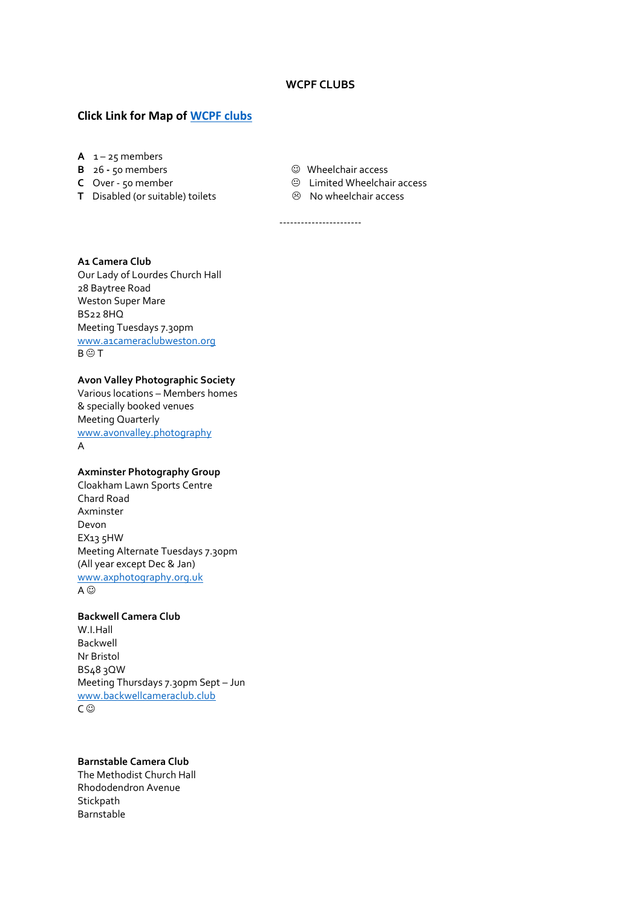**WCPF CLUBS**

**Click Link for Map of WCPF clubs**

**A** 1 – 25 members
**B** 26 - 50 members
**C** Over - 50 member
**T** Disabled (or suitable) toilets

☺ Wheelchair access
😐 Limited Wheelchair access
☹ No wheelchair access

----------------------

**A1 Camera Club**
Our Lady of Lourdes Church Hall
28 Baytree Road
Weston Super Mare
BS22 8HQ
Meeting Tuesdays 7.30pm
www.a1cameraclubweston.org
B 😐 T

**Avon Valley Photographic Society**
Various locations – Members homes
& specially booked venues
Meeting Quarterly
www.avonvalley.photography
A

**Axminster Photography Group**
Cloakham Lawn Sports Centre
Chard Road
Axminster
Devon
EX13 5HW
Meeting Alternate Tuesdays 7.30pm
(All year except Dec & Jan)
www.axphotography.org.uk
A ☺

**Backwell Camera Club**
W.I.Hall
Backwell
Nr Bristol
BS48 3QW
Meeting Thursdays 7.30pm Sept – Jun
www.backwellcameraclub.club
C ☺

**Barnstable Camera Club**
The Methodist Church Hall
Rhododendron Avenue
Stickpath
Barnstable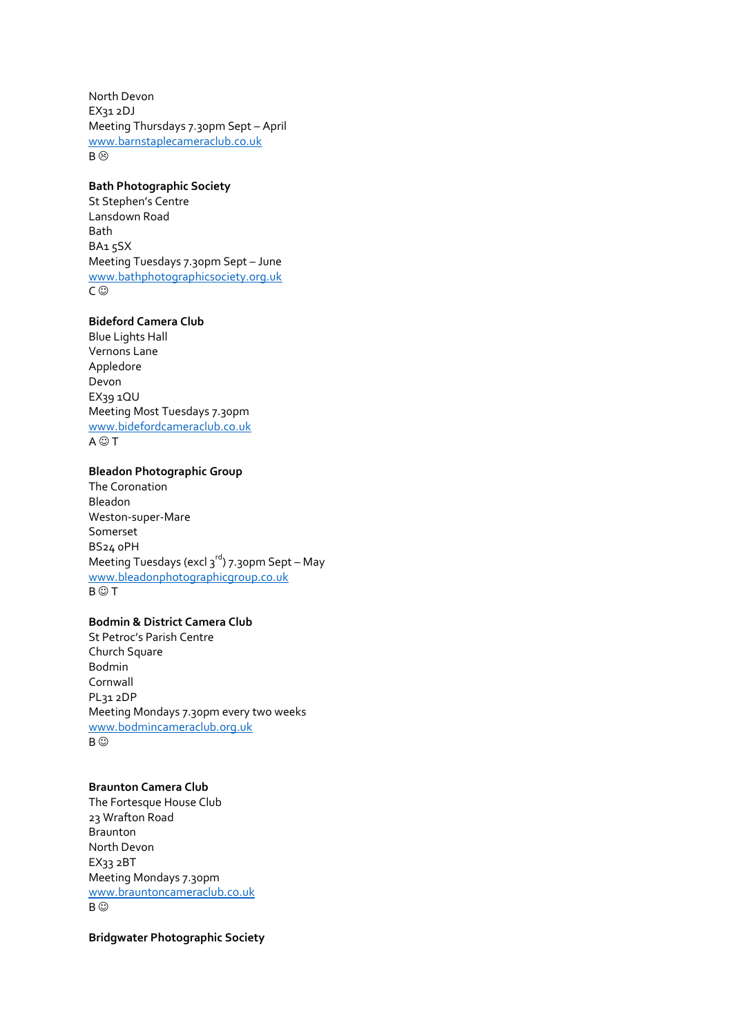North Devon
EX31 2DJ
Meeting Thursdays 7.30pm Sept – April
www.barnstaplecameraclub.co.uk
B ☹

**Bath Photographic Society**
St Stephen's Centre
Lansdown Road
Bath
BA1 5SX
Meeting Tuesdays 7.30pm Sept – June
www.bathphotographicsociety.org.uk
C ☺

**Bideford Camera Club**
Blue Lights Hall
Vernons Lane
Appledore
Devon
EX39 1QU
Meeting Most Tuesdays 7.30pm
www.bidefordcameraclub.co.uk
A ☺ T

**Bleadon Photographic Group**
The Coronation
Bleadon
Weston-super-Mare
Somerset
BS24 0PH
Meeting Tuesdays (excl 3rd) 7.30pm Sept – May
www.bleadonphotographicgroup.co.uk
B ☺ T

**Bodmin & District Camera Club**
St Petroc's Parish Centre
Church Square
Bodmin
Cornwall
PL31 2DP
Meeting Mondays 7.30pm every two weeks
www.bodmincameraclub.org.uk
B ☺

**Braunton Camera Club**
The Fortesque House Club
23 Wrafton Road
Braunton
North Devon
EX33 2BT
Meeting Mondays 7.30pm
www.brauntoncameraclub.co.uk
B ☺

**Bridgwater Photographic Society**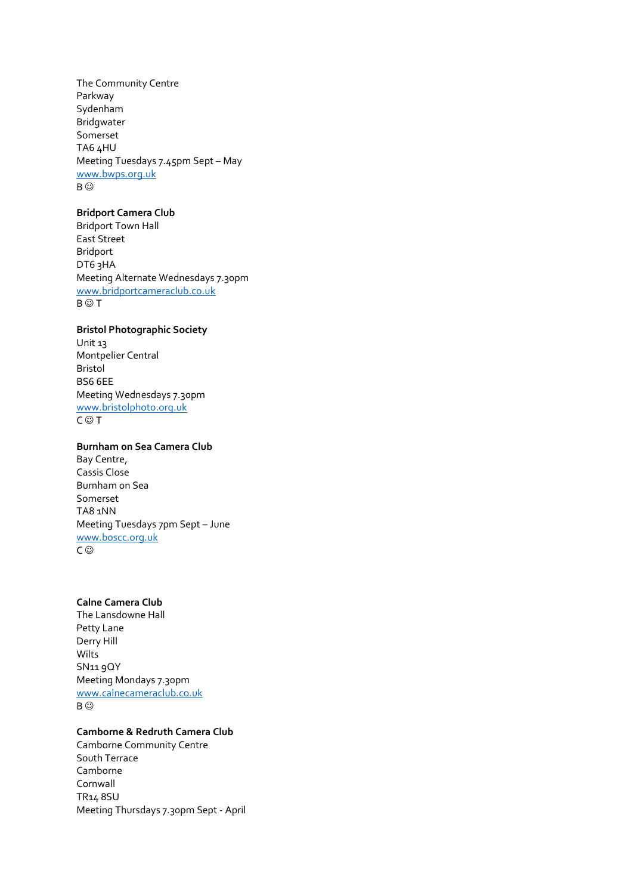The Community Centre
Parkway
Sydenham
Bridgwater
Somerset
TA6 4HU
Meeting Tuesdays 7.45pm Sept – May
www.bwps.org.uk
B ☺

**Bridport Camera Club**
Bridport Town Hall
East Street
Bridport
DT6 3HA
Meeting Alternate Wednesdays 7.30pm
www.bridportcameraclub.co.uk
B ☺ T

**Bristol Photographic Society**
Unit 13
Montpelier Central
Bristol
BS6 6EE
Meeting Wednesdays 7.30pm
www.bristolphoto.org.uk
C ☺ T

**Burnham on Sea Camera Club**
Bay Centre,
Cassis Close
Burnham on Sea
Somerset
TA8 1NN
Meeting Tuesdays 7pm Sept – June
www.boscc.org.uk
C ☺

**Calne Camera Club**
The Lansdowne Hall
Petty Lane
Derry Hill
Wilts
SN11 9QY
Meeting Mondays 7.30pm
www.calnecameraclub.co.uk
B ☺

**Camborne & Redruth Camera Club**
Camborne Community Centre
South Terrace
Camborne
Cornwall
TR14 8SU
Meeting Thursdays 7.30pm Sept - April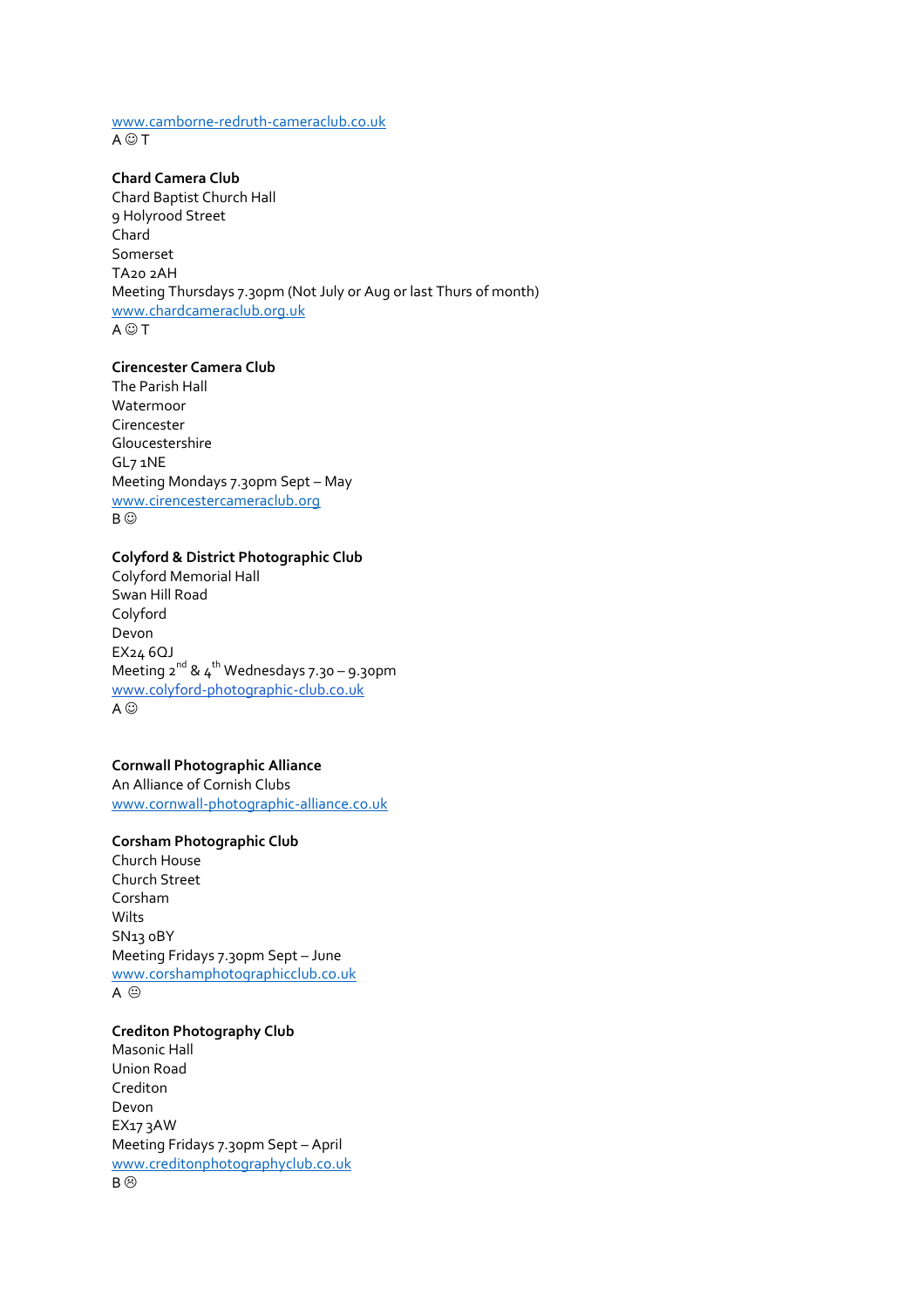www.camborne-redruth-cameraclub.co.uk
A ☺ T

**Chard Camera Club**
Chard Baptist Church Hall
9 Holyrood Street
Chard
Somerset
TA20 2AH
Meeting Thursdays 7.30pm (Not July or Aug or last Thurs of month)
www.chardcameraclub.org.uk
A ☺ T

**Cirencester Camera Club**
The Parish Hall
Watermoor
Cirencester
Gloucestershire
GL7 1NE
Meeting Mondays 7.30pm Sept – May
www.cirencestercameraclub.org
B ☺

**Colyford & District Photographic Club**
Colyford Memorial Hall
Swan Hill Road
Colyford
Devon
EX24 6QJ
Meeting 2nd & 4th Wednesdays 7.30 – 9.30pm
www.colyford-photographic-club.co.uk
A ☺

**Cornwall Photographic Alliance**
An Alliance of Cornish Clubs
www.cornwall-photographic-alliance.co.uk

**Corsham Photographic Club**
Church House
Church Street
Corsham
Wilts
SN13 0BY
Meeting Fridays 7.30pm Sept – June
www.corshamphotographicclub.co.uk
A ☺

**Crediton Photography Club**
Masonic Hall
Union Road
Crediton
Devon
EX17 3AW
Meeting Fridays 7.30pm Sept – April
www.creditonphotographyclub.co.uk
B ☹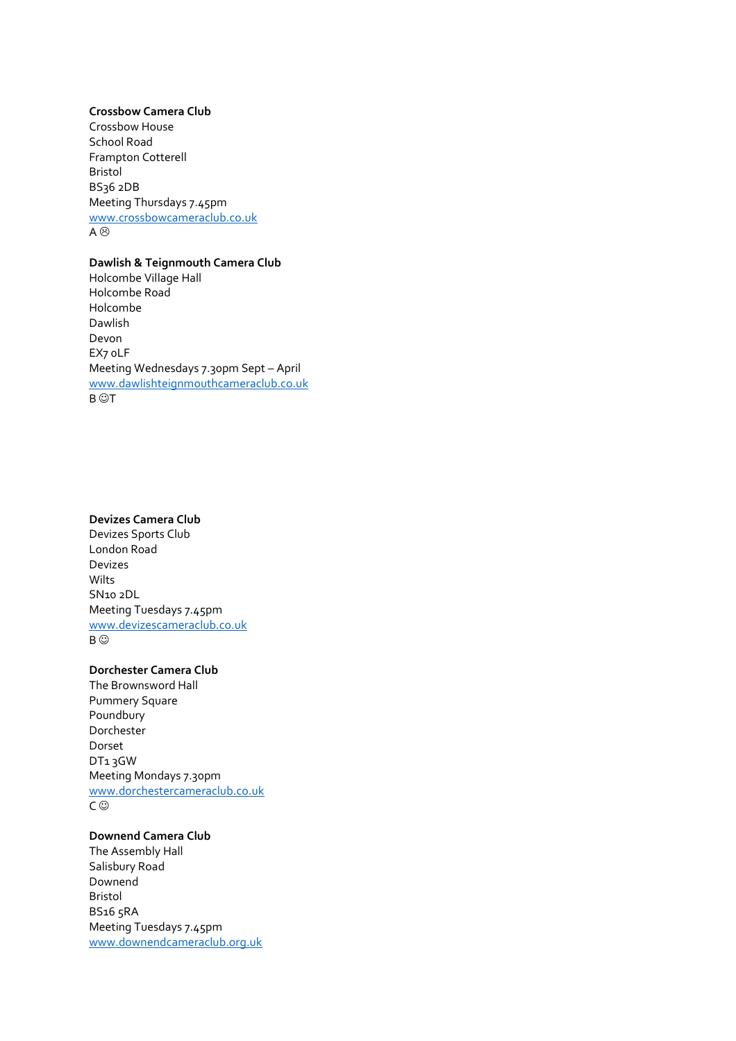**Crossbow Camera Club**
Crossbow House
School Road
Frampton Cotterell
Bristol
BS36 2DB
Meeting Thursdays 7.45pm
www.crossbowcameraclub.co.uk
A ☹

**Dawlish & Teignmouth Camera Club**
Holcombe Village Hall
Holcombe Road
Holcombe
Dawlish
Devon
EX7 0LF
Meeting Wednesdays 7.30pm Sept – April
www.dawlishteignmouthcameraclub.co.uk
B ☺T

**Devizes Camera Club**
Devizes Sports Club
London Road
Devizes
Wilts
SN10 2DL
Meeting Tuesdays 7.45pm
www.devizescameraclub.co.uk
B ☺

**Dorchester Camera Club**
The Brownsword Hall
Pummery Square
Poundbury
Dorchester
Dorset
DT1 3GW
Meeting Mondays 7.30pm
www.dorchestercameraclub.co.uk
C ☺

**Downend Camera Club**
The Assembly Hall
Salisbury Road
Downend
Bristol
BS16 5RA
Meeting Tuesdays 7.45pm
www.downendcameraclub.org.uk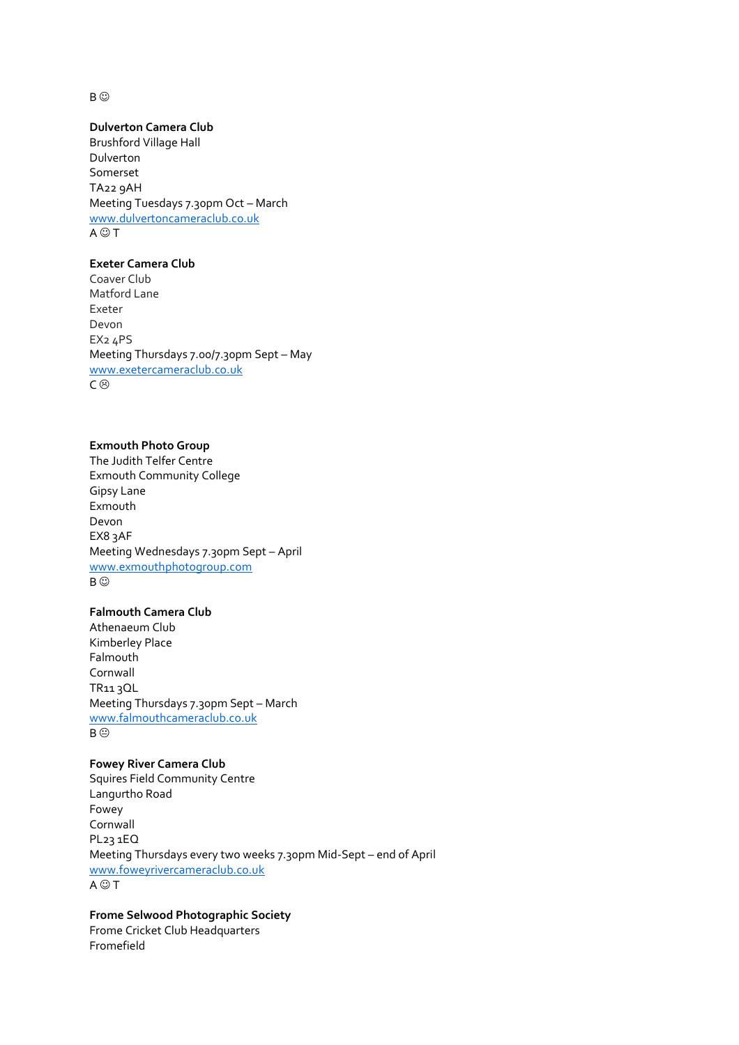B ☺

**Dulverton Camera Club**
Brushford Village Hall
Dulverton
Somerset
TA22 9AH
Meeting Tuesdays 7.30pm Oct – March
www.dulvertoncameraclub.co.uk
A ☺ T

**Exeter Camera Club**
Coaver Club
Matford Lane
Exeter
Devon
EX2 4PS
Meeting Thursdays 7.00/7.30pm Sept – May
www.exetercameraclub.co.uk
C ☹

**Exmouth Photo Group**
The Judith Telfer Centre
Exmouth Community College
Gipsy Lane
Exmouth
Devon
EX8 3AF
Meeting Wednesdays 7.30pm Sept – April
www.exmouthphotogroup.com
B ☺

**Falmouth Camera Club**
Athenaeum Club
Kimberley Place
Falmouth
Cornwall
TR11 3QL
Meeting Thursdays 7.30pm Sept – March
www.falmouthcameraclub.co.uk
B 😐

**Fowey River Camera Club**
Squires Field Community Centre
Langurtho Road
Fowey
Cornwall
PL23 1EQ
Meeting Thursdays every two weeks 7.30pm Mid-Sept – end of April
www.foweyrivercameraclub.co.uk
A ☺ T

**Frome Selwood Photographic Society**
Frome Cricket Club Headquarters
Fromefield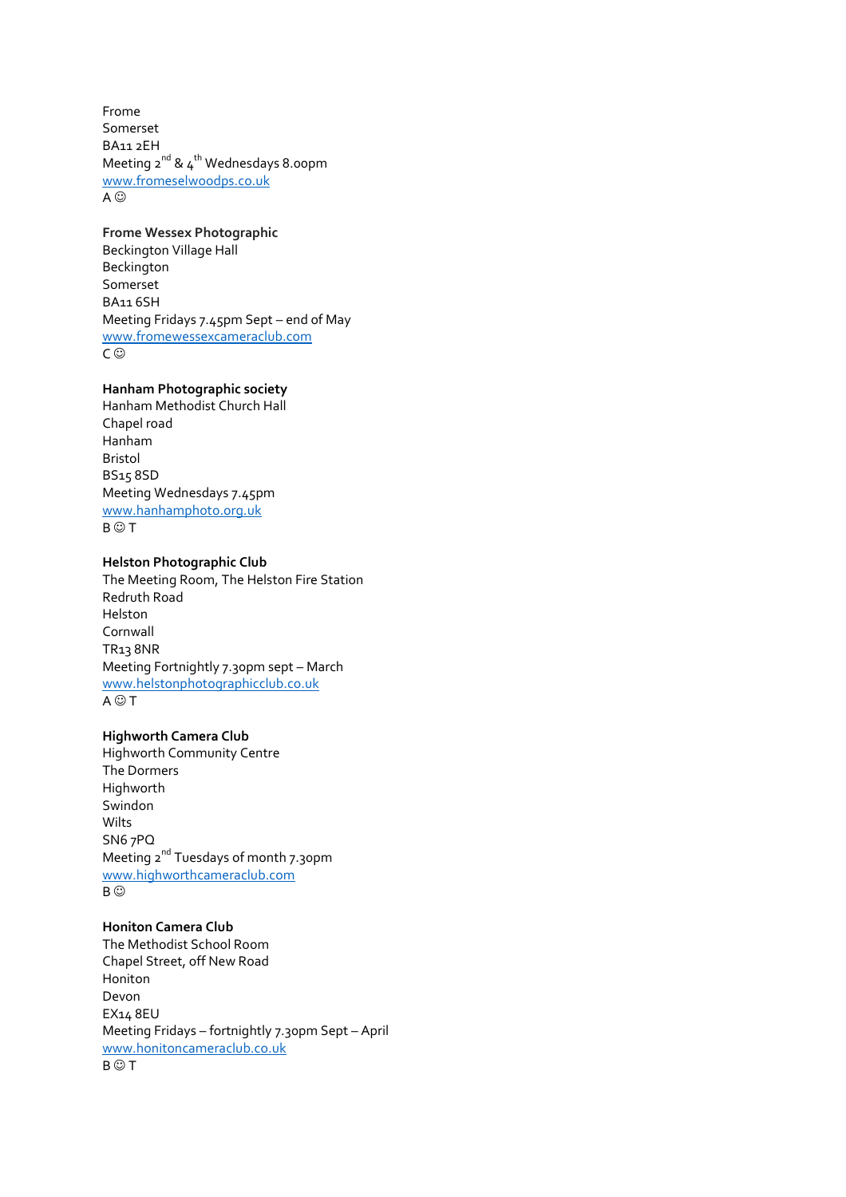Frome
Somerset
BA11 2EH
Meeting 2nd & 4th Wednesdays 8.00pm
www.fromeselwoodps.co.uk
A ☺

**Frome Wessex Photographic**
Beckington Village Hall
Beckington
Somerset
BA11 6SH
Meeting Fridays 7.45pm Sept – end of May
www.fromewessexcameraclub.com
C ☺

**Hanham Photographic society**
Hanham Methodist Church Hall
Chapel road
Hanham
Bristol
BS15 8SD
Meeting Wednesdays 7.45pm
www.hanhamphoto.org.uk
B ☺ T

**Helston Photographic Club**
The Meeting Room, The Helston Fire Station
Redruth Road
Helston
Cornwall
TR13 8NR
Meeting Fortnightly 7.30pm sept – March
www.helstonphotographicclub.co.uk
A ☺ T

**Highworth Camera Club**
Highworth Community Centre
The Dormers
Highworth
Swindon
Wilts
SN6 7PQ
Meeting 2nd Tuesdays of month 7.30pm
www.highworthcameraclub.com
B ☺

**Honiton Camera Club**
The Methodist School Room
Chapel Street, off New Road
Honiton
Devon
EX14 8EU
Meeting Fridays – fortnightly 7.30pm Sept – April
www.honitoncameraclub.co.uk
B ☺ T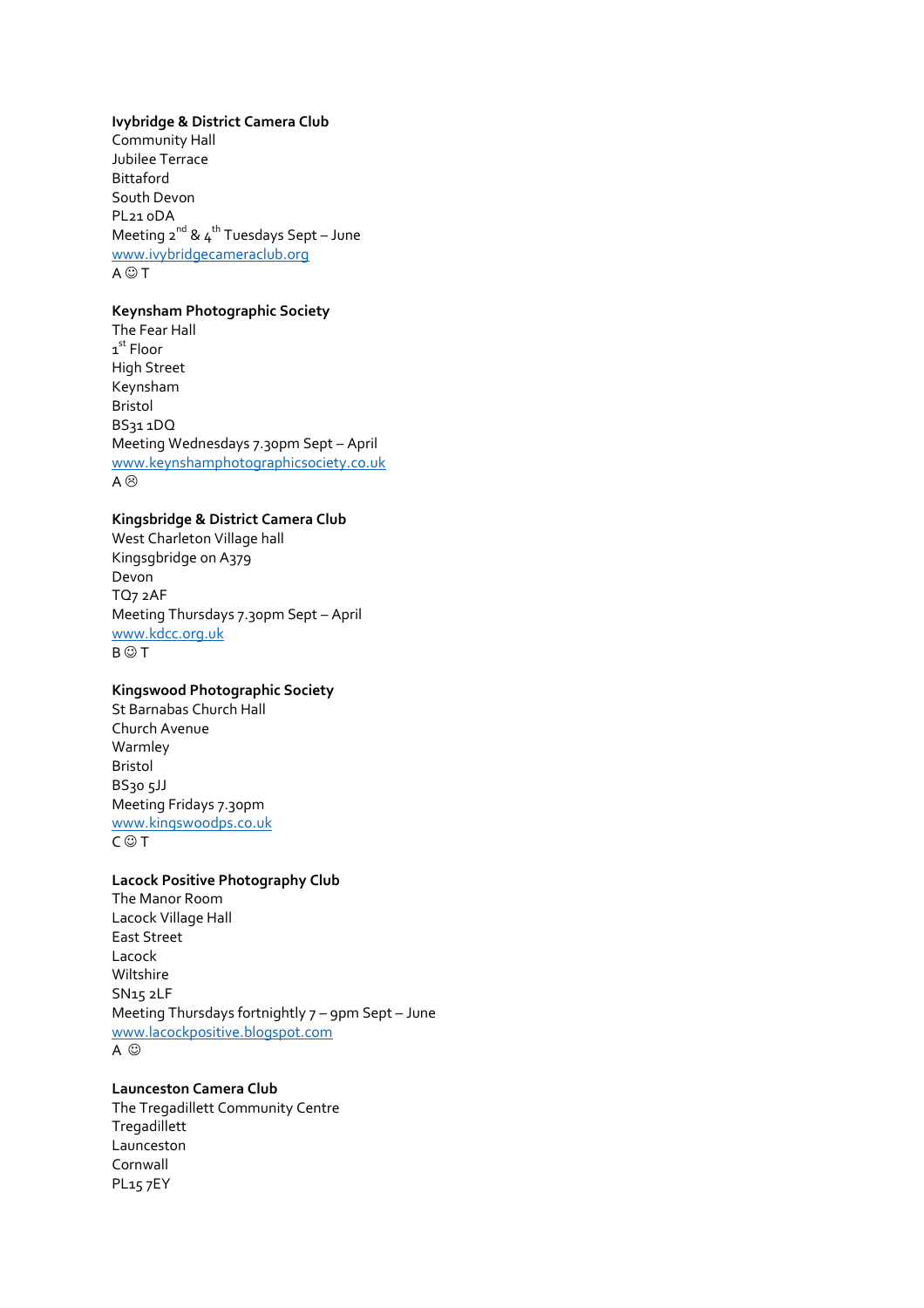**Ivybridge & District Camera Club**
Community Hall
Jubilee Terrace
Bittaford
South Devon
PL21 0DA
Meeting 2nd & 4th Tuesdays Sept – June
www.ivybridgecameraclub.org
A ☺ T

**Keynsham Photographic Society**
The Fear Hall
1st Floor
High Street
Keynsham
Bristol
BS31 1DQ
Meeting Wednesdays 7.30pm Sept – April
www.keynshamphotographicsociety.co.uk
A ☹

**Kingsbridge & District Camera Club**
West Charleton Village hall
Kingsgbridge on A379
Devon
TQ7 2AF
Meeting Thursdays 7.30pm Sept – April
www.kdcc.org.uk
B ☺ T

**Kingswood Photographic Society**
St Barnabas Church Hall
Church Avenue
Warmley
Bristol
BS30 5JJ
Meeting Fridays 7.30pm
www.kingswoodps.co.uk
C ☺ T

**Lacock Positive Photography Club**
The Manor Room
Lacock Village Hall
East Street
Lacock
Wiltshire
SN15 2LF
Meeting Thursdays fortnightly 7 – 9pm Sept – June
www.lacockpositive.blogspot.com
A ☺

**Launceston Camera Club**
The Tregadillett Community Centre
Tregadillett
Launceston
Cornwall
PL15 7EY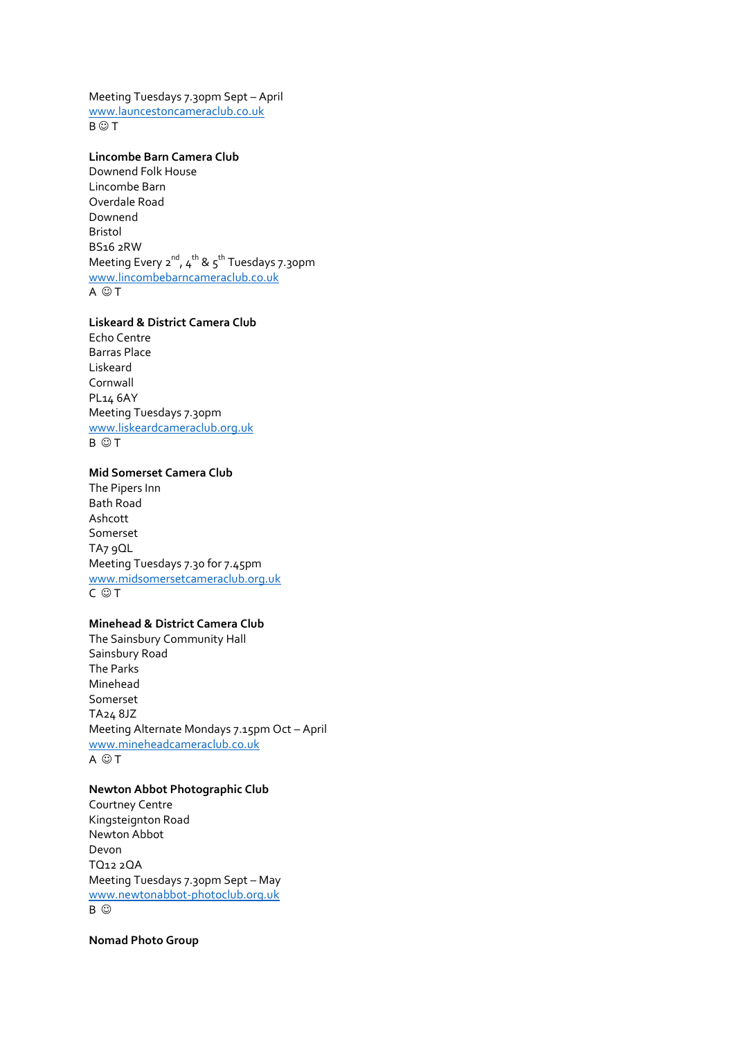Meeting Tuesdays 7.30pm Sept – April
www.launcestoncameraclub.co.uk
B ☺ T

**Lincombe Barn Camera Club**
Downend Folk House
Lincombe Barn
Overdale Road
Downend
Bristol
BS16 2RW
Meeting Every 2nd, 4th & 5th Tuesdays 7.30pm
www.lincombebarncameraclub.co.uk
A ☺ T

**Liskeard & District Camera Club**
Echo Centre
Barras Place
Liskeard
Cornwall
PL14 6AY
Meeting Tuesdays 7.30pm
www.liskeardcameraclub.org.uk
B ☺ T

**Mid Somerset Camera Club**
The Pipers Inn
Bath Road
Ashcott
Somerset
TA7 9QL
Meeting Tuesdays 7.30 for 7.45pm
www.midsomersetcameraclub.org.uk
C ☺ T

**Minehead & District Camera Club**
The Sainsbury Community Hall
Sainsbury Road
The Parks
Minehead
Somerset
TA24 8JZ
Meeting Alternate Mondays 7.15pm Oct – April
www.mineheadcameraclub.co.uk
A ☺ T

**Newton Abbot Photographic Club**
Courtney Centre
Kingsteignton Road
Newton Abbot
Devon
TQ12 2QA
Meeting Tuesdays 7.30pm Sept – May
www.newtonabbot-photoclub.org.uk
B ☺

**Nomad Photo Group**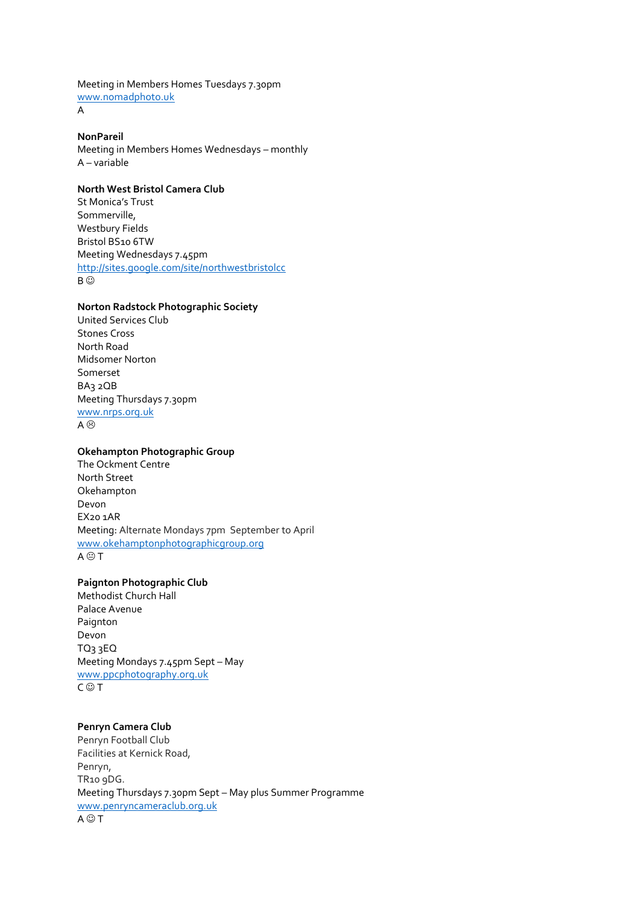Meeting in Members Homes Tuesdays 7.30pm  
www.nomadphoto.uk  
A

**NonPareil**  
Meeting in Members Homes Wednesdays – monthly  
A – variable

**North West Bristol Camera Club**  
St Monica's Trust  
Sommerville,  
Westbury Fields  
Bristol BS10 6TW  
Meeting Wednesdays 7.45pm  
http://sites.google.com/site/northwestbristolcc  
B ☺

**Norton Radstock Photographic Society**  
United Services Club  
Stones Cross  
North Road  
Midsomer Norton  
Somerset  
BA3 2QB  
Meeting Thursdays 7.30pm  
www.nrps.org.uk  
A ☹

**Okehampton Photographic Group**  
The Ockment Centre  
North Street  
Okehampton  
Devon  
EX20 1AR  
Meeting: Alternate Mondays 7pm September to April  
www.okehamptonphotographicgroup.org  
A ☺ T

**Paignton Photographic Club**  
Methodist Church Hall  
Palace Avenue  
Paignton  
Devon  
TQ3 3EQ  
Meeting Mondays 7.45pm Sept – May  
www.ppcphotography.org.uk  
C ☺ T

**Penryn Camera Club**  
Penryn Football Club  
Facilities at Kernick Road,  
Penryn,  
TR10 9DG.  
Meeting Thursdays 7.30pm Sept – May plus Summer Programme  
www.penryncameraclub.org.uk  
A ☺ T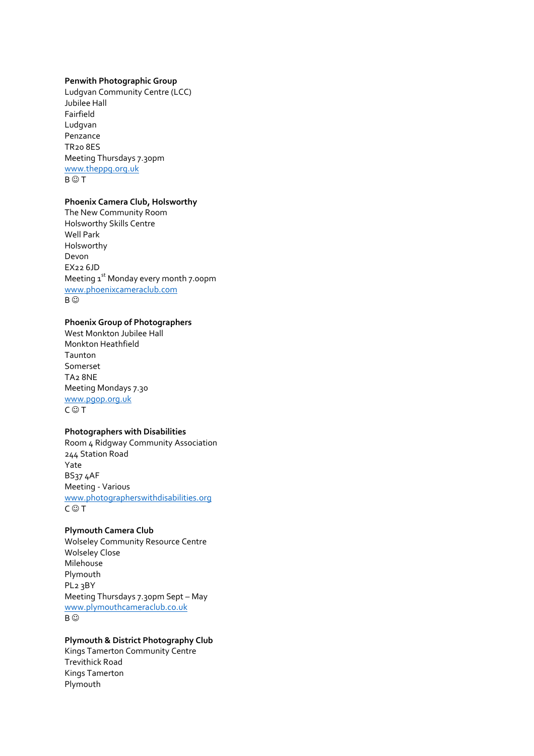**Penwith Photographic Group**
Ludgvan Community Centre (LCC)
Jubilee Hall
Fairfield
Ludgvan
Penzance
TR20 8ES
Meeting Thursdays 7.30pm
www.theppg.org.uk
B ☺ T

**Phoenix Camera Club, Holsworthy**
The New Community Room
Holsworthy Skills Centre
Well Park
Holsworthy
Devon
EX22 6JD
Meeting 1st Monday every month 7.00pm
www.phoenixcameraclub.com
B ☺

**Phoenix Group of Photographers**
West Monkton Jubilee Hall
Monkton Heathfield
Taunton
Somerset
TA2 8NE
Meeting Mondays 7.30
www.pgop.org.uk
C ☺ T

**Photographers with Disabilities**
Room 4 Ridgway Community Association
244 Station Road
Yate
BS37 4AF
Meeting - Various
www.photographerswithdisabilities.org
C ☺ T

**Plymouth Camera Club**
Wolseley Community Resource Centre
Wolseley Close
Milehouse
Plymouth
PL2 3BY
Meeting Thursdays 7.30pm Sept – May
www.plymouthcameraclub.co.uk
B ☺

**Plymouth & District Photography Club**
Kings Tamerton Community Centre
Trevithick Road
Kings Tamerton
Plymouth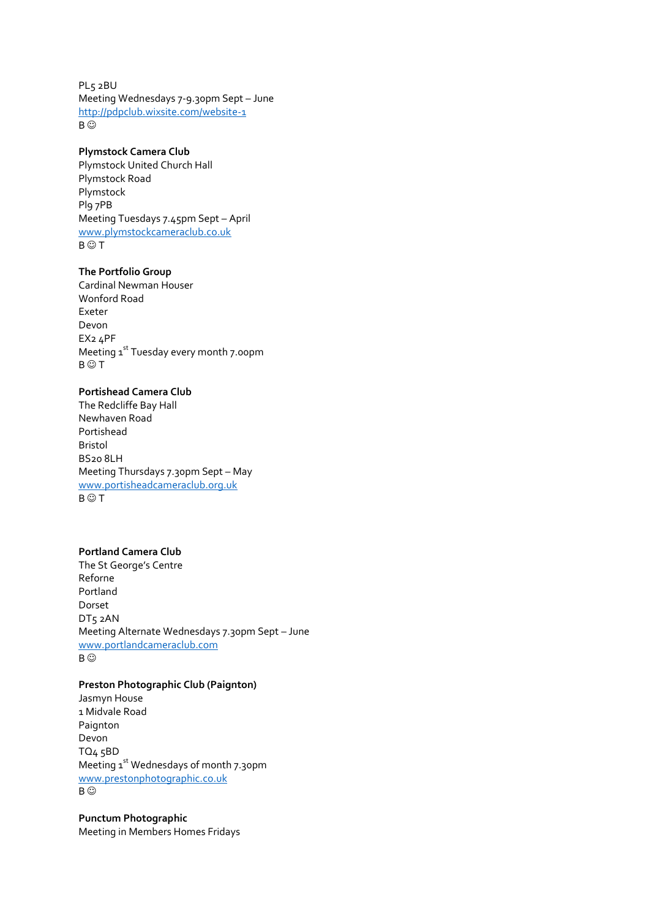PL5 2BU
Meeting Wednesdays 7-9.30pm Sept – June
http://pdpclub.wixsite.com/website-1
B ☺

**Plymstock Camera Club**
Plymstock United Church Hall
Plymstock Road
Plymstock
Pl9 7PB
Meeting Tuesdays 7.45pm Sept – April
www.plymstockcameraclub.co.uk
B ☺ T

**The Portfolio Group**
Cardinal Newman Houser
Wonford Road
Exeter
Devon
EX2 4PF
Meeting 1st Tuesday every month 7.00pm
B ☺ T

**Portishead Camera Club**
The Redcliffe Bay Hall
Newhaven Road
Portishead
Bristol
BS20 8LH
Meeting Thursdays 7.30pm Sept – May
www.portisheadcameraclub.org.uk
B ☺ T

**Portland Camera Club**
The St George's Centre
Reforne
Portland
Dorset
DT5 2AN
Meeting Alternate Wednesdays 7.30pm Sept – June
www.portlandcameraclub.com
B ☺

**Preston Photographic Club (Paignton)**
Jasmyn House
1 Midvale Road
Paignton
Devon
TQ4 5BD
Meeting 1st Wednesdays of month 7.30pm
www.prestonphotographic.co.uk
B ☺

**Punctum Photographic**
Meeting in Members Homes Fridays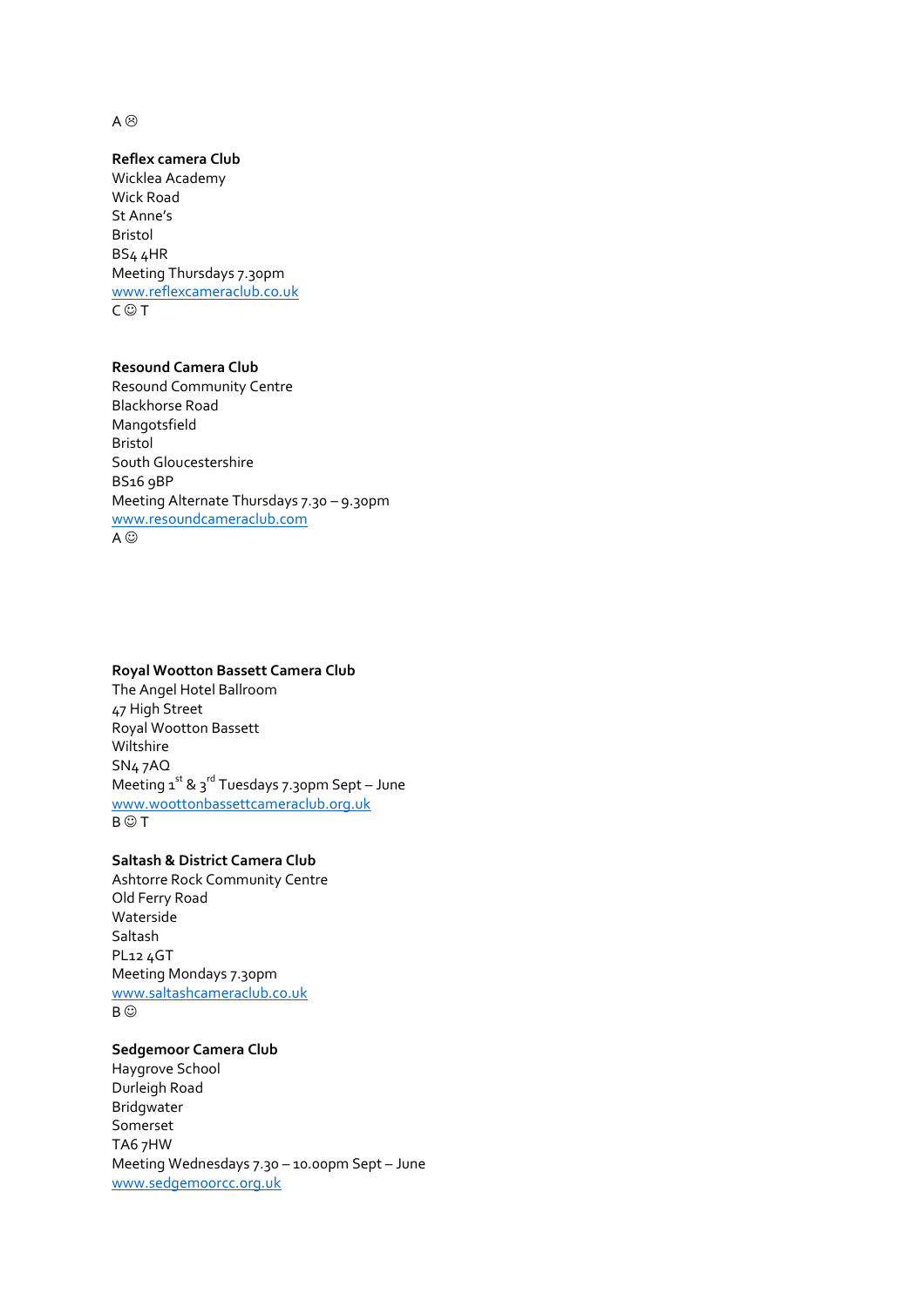A ☹

**Reflex camera Club**
Wicklea Academy
Wick Road
St Anne's
Bristol
BS4 4HR
Meeting Thursdays 7.30pm
www.reflexcameraclub.co.uk
C ☺ T

**Resound Camera Club**
Resound Community Centre
Blackhorse Road
Mangotsfield
Bristol
South Gloucestershire
BS16 9BP
Meeting Alternate Thursdays 7.30 – 9.30pm
www.resoundcameraclub.com
A ☺

**Royal Wootton Bassett Camera Club**
The Angel Hotel Ballroom
47 High Street
Royal Wootton Bassett
Wiltshire
SN4 7AQ
Meeting 1st & 3rd Tuesdays 7.30pm Sept – June
www.woottonbassettcameraclub.org.uk
B ☺ T

**Saltash & District Camera Club**
Ashtorre Rock Community Centre
Old Ferry Road
Waterside
Saltash
PL12 4GT
Meeting Mondays 7.30pm
www.saltashcameraclub.co.uk
B ☺

**Sedgemoor Camera Club**
Haygrove School
Durleigh Road
Bridgwater
Somerset
TA6 7HW
Meeting Wednesdays 7.30 – 10.00pm Sept – June
www.sedgemoorcc.org.uk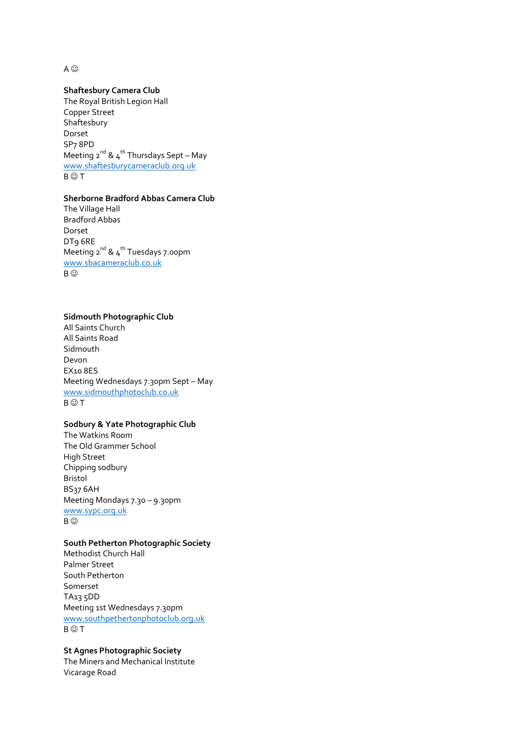A ☺

**Shaftesbury Camera Club**
The Royal British Legion Hall
Copper Street
Shaftesbury
Dorset
SP7 8PD
Meeting 2nd & 4th Thursdays Sept – May
www.shaftesburycameraclub.org.uk
B ☺ T

**Sherborne Bradford Abbas Camera Club**
The Village Hall
Bradford Abbas
Dorset
DT9 6RE
Meeting 2nd & 4th Tuesdays 7.00pm
www.sbacameraclub.co.uk
B ☺

**Sidmouth Photographic Club**
All Saints Church
All Saints Road
Sidmouth
Devon
EX10 8ES
Meeting Wednesdays 7.30pm Sept – May
www.sidmouthphotoclub.co.uk
B ☺ T

**Sodbury & Yate Photographic Club**
The Watkins Room
The Old Grammer School
High Street
Chipping sodbury
Bristol
BS37 6AH
Meeting Mondays 7.30 – 9.30pm
www.sypc.org.uk
B ☺

**South Petherton Photographic Society**
Methodist Church Hall
Palmer Street
South Petherton
Somerset
TA13 5DD
Meeting 1st Wednesdays 7.30pm
www.southpethertonphotoclub.org.uk
B ☺ T

**St Agnes Photographic Society**
The Miners and Mechanical Institute
Vicarage Road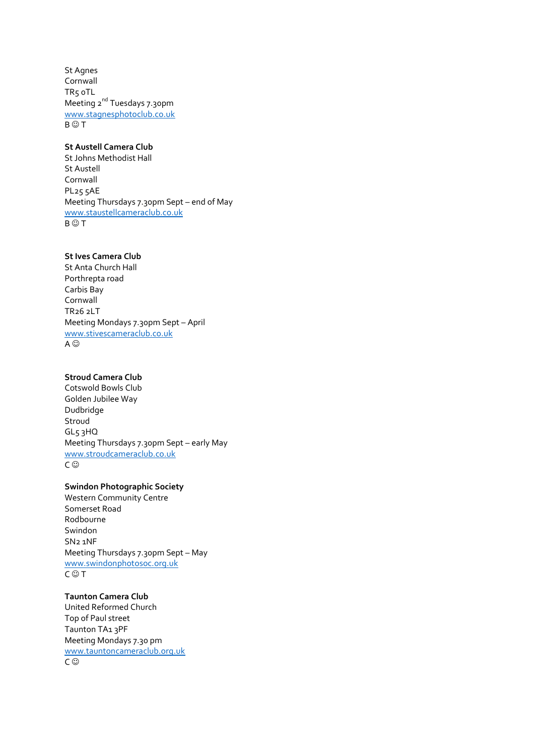St Agnes
Cornwall
TR5 0TL
Meeting 2nd Tuesdays 7.30pm
www.stagnesphotoclub.co.uk
B ☺ T

**St Austell Camera Club**
St Johns Methodist Hall
St Austell
Cornwall
PL25 5AE
Meeting Thursdays 7.30pm Sept – end of May
www.staustellcameraclub.co.uk
B ☺ T

**St Ives Camera Club**
St Anta Church Hall
Porthrepta road
Carbis Bay
Cornwall
TR26 2LT
Meeting Mondays 7.30pm Sept – April
www.stivescameraclub.co.uk
A ☺

**Stroud Camera Club**
Cotswold Bowls Club
Golden Jubilee Way
Dudbridge
Stroud
GL5 3HQ
Meeting Thursdays 7.30pm Sept – early May
www.stroudcameraclub.co.uk
C ☺

**Swindon Photographic Society**
Western Community Centre
Somerset Road
Rodbourne
Swindon
SN2 1NF
Meeting Thursdays 7.30pm Sept – May
www.swindonphotosoc.org.uk
C ☺ T

**Taunton Camera Club**
United Reformed Church
Top of Paul street
Taunton TA1 3PF
Meeting Mondays 7.30 pm
www.tauntoncameraclub.org.uk
C ☺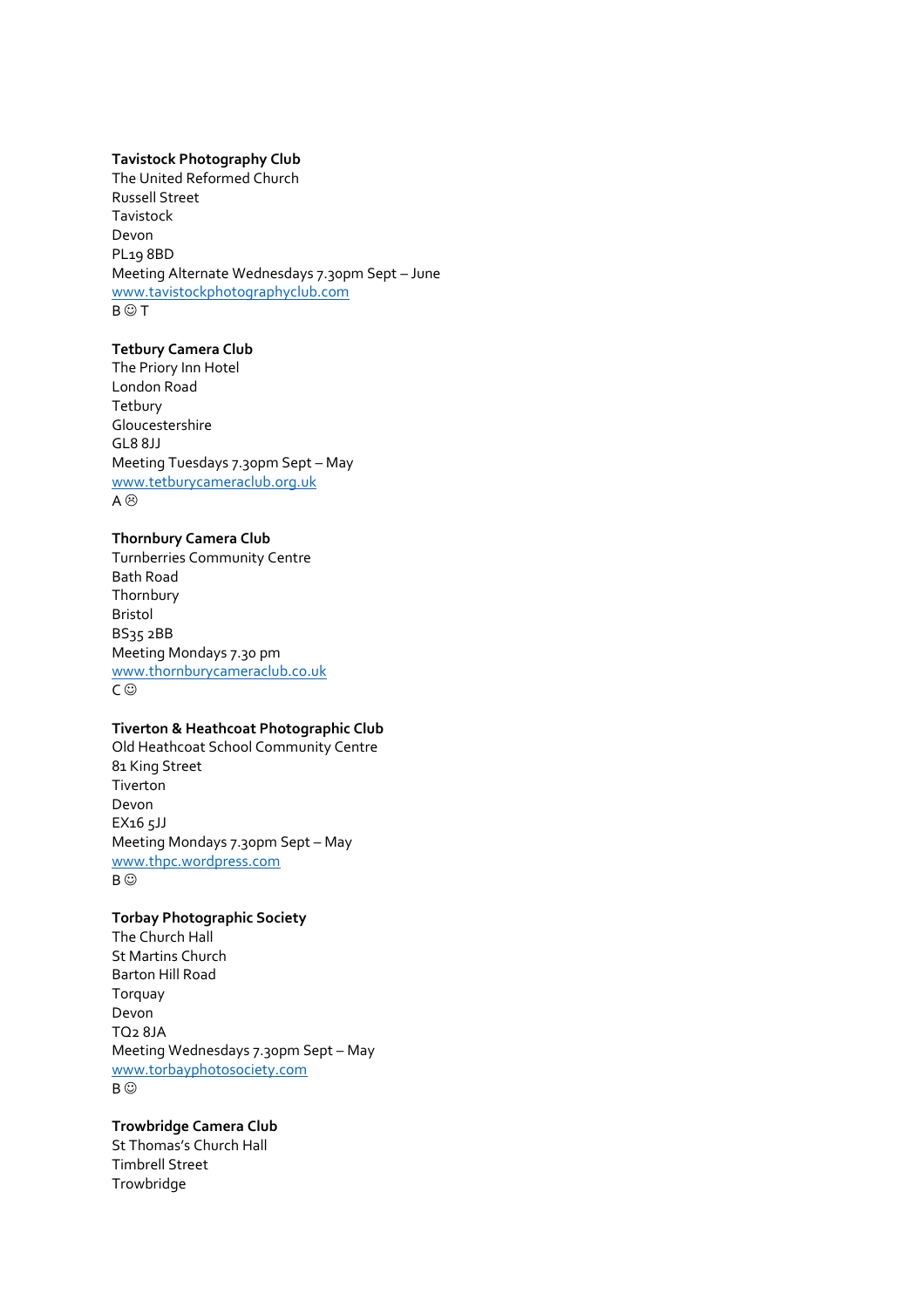**Tavistock Photography Club**
The United Reformed Church
Russell Street
Tavistock
Devon
PL19 8BD
Meeting Alternate Wednesdays 7.30pm Sept – June
www.tavistockphotographyclub.com
B ☺ T

**Tetbury Camera Club**
The Priory Inn Hotel
London Road
Tetbury
Gloucestershire
GL8 8JJ
Meeting Tuesdays 7.30pm Sept – May
www.tetburycameraclub.org.uk
A ☹

**Thornbury Camera Club**
Turnberries Community Centre
Bath Road
Thornbury
Bristol
BS35 2BB
Meeting Mondays 7.30 pm
www.thornburycameraclub.co.uk
C ☺

**Tiverton & Heathcoat Photographic Club**
Old Heathcoat School Community Centre
81 King Street
Tiverton
Devon
EX16 5JJ
Meeting Mondays 7.30pm Sept – May
www.thpc.wordpress.com
B ☺

**Torbay Photographic Society**
The Church Hall
St Martins Church
Barton Hill Road
Torquay
Devon
TQ2 8JA
Meeting Wednesdays 7.30pm Sept – May
www.torbayphotosociety.com
B ☺

**Trowbridge Camera Club**
St Thomas's Church Hall
Timbrell Street
Trowbridge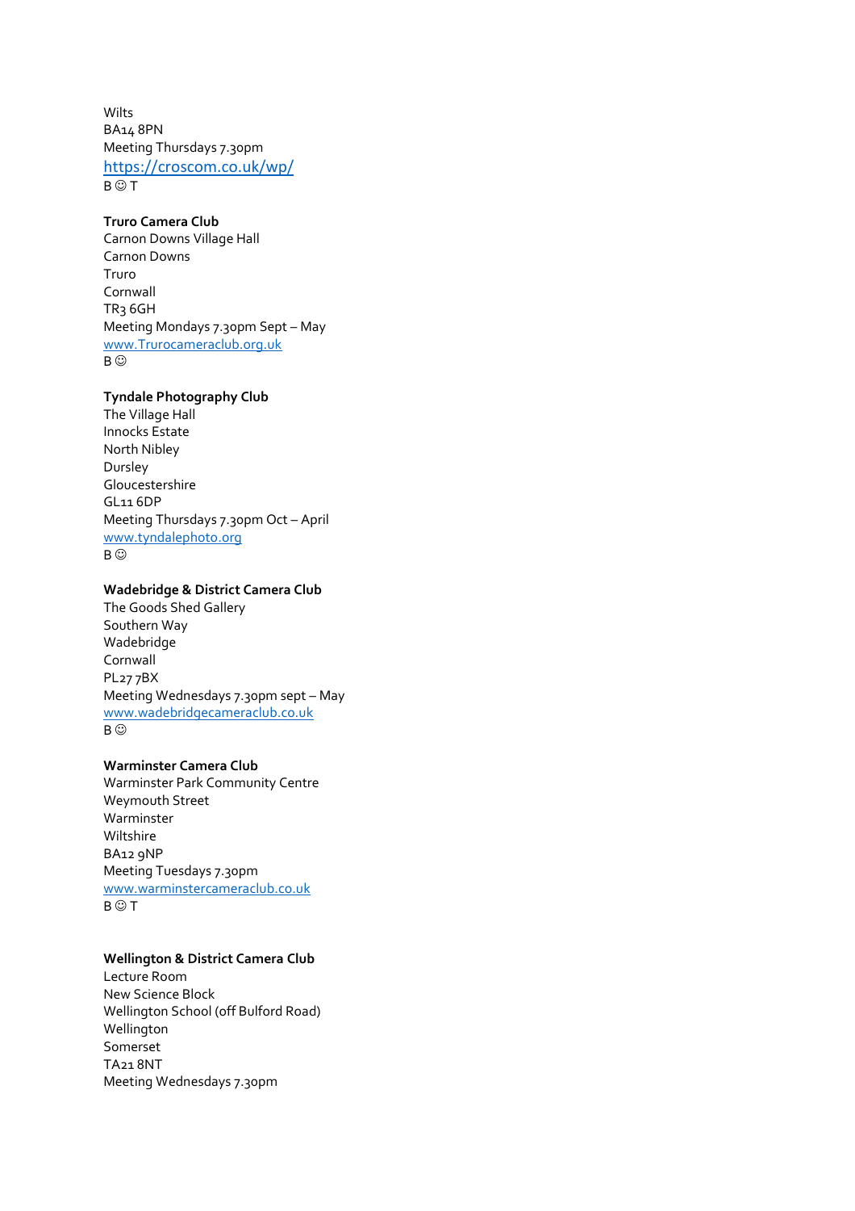Wilts
BA14 8PN
Meeting Thursdays 7.30pm
https://croscom.co.uk/wp/
B ☺ T

**Truro Camera Club**
Carnon Downs Village Hall
Carnon Downs
Truro
Cornwall
TR3 6GH
Meeting Mondays 7.30pm Sept – May
www.Trurocameraclub.org.uk
B ☺

**Tyndale Photography Club**
The Village Hall
Innocks Estate
North Nibley
Dursley
Gloucestershire
GL11 6DP
Meeting Thursdays 7.30pm Oct – April
www.tyndalephoto.org
B ☺

**Wadebridge & District Camera Club**
The Goods Shed Gallery
Southern Way
Wadebridge
Cornwall
PL27 7BX
Meeting Wednesdays 7.30pm sept – May
www.wadebridgecameraclub.co.uk
B ☺

**Warminster Camera Club**
Warminster Park Community Centre
Weymouth Street
Warminster
Wiltshire
BA12 9NP
Meeting Tuesdays 7.30pm
www.warminstercameraclub.co.uk
B ☺ T

**Wellington & District Camera Club**
Lecture Room
New Science Block
Wellington School (off Bulford Road)
Wellington
Somerset
TA21 8NT
Meeting Wednesdays 7.30pm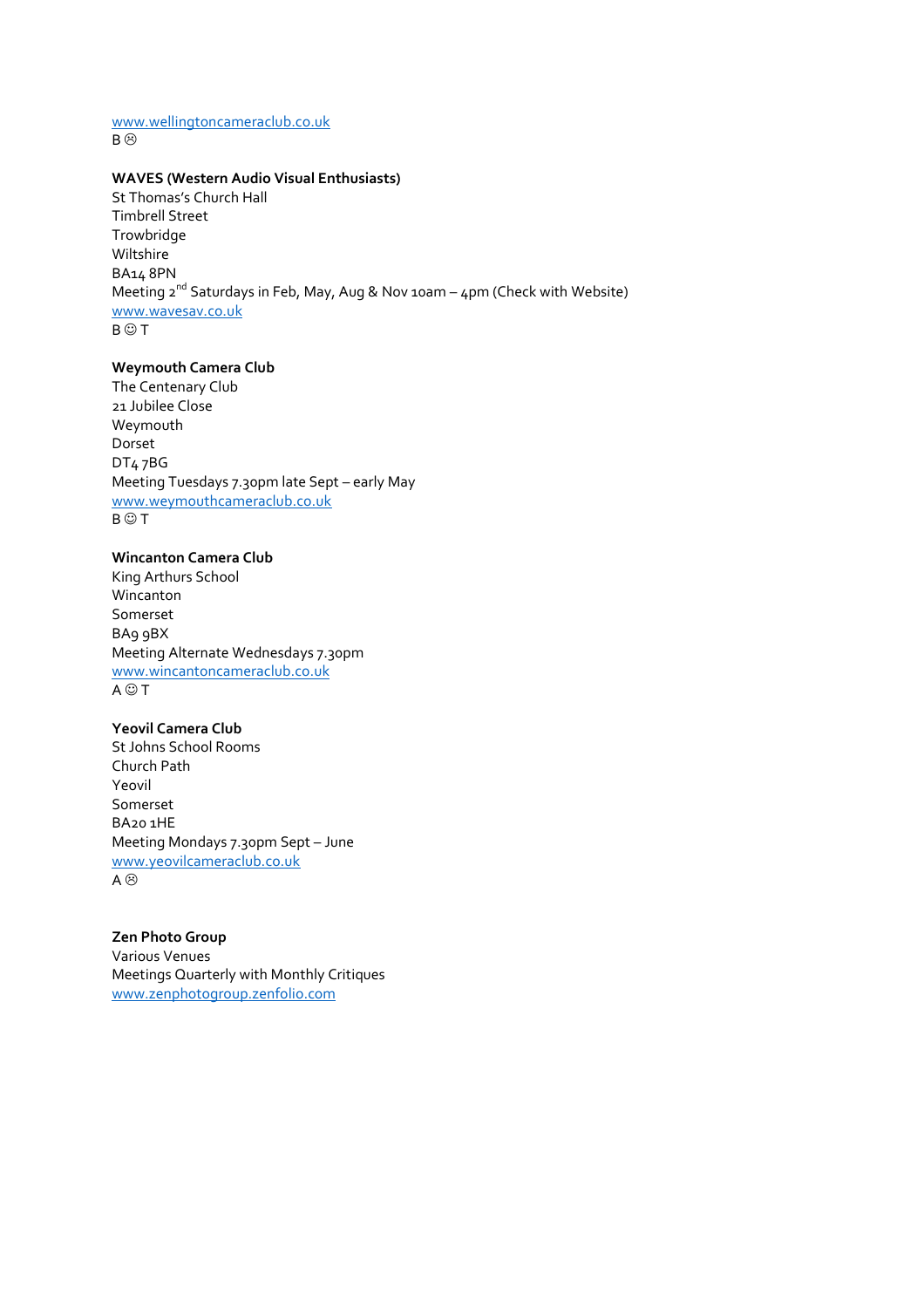www.wellingtoncameraclub.co.uk
B ☹

**WAVES (Western Audio Visual Enthusiasts)**
St Thomas's Church Hall
Timbrell Street
Trowbridge
Wiltshire
BA14 8PN
Meeting 2nd Saturdays in Feb, May, Aug & Nov 10am – 4pm (Check with Website)
www.wavesav.co.uk
B ☺ T

**Weymouth Camera Club**
The Centenary Club
21 Jubilee Close
Weymouth
Dorset
DT4 7BG
Meeting Tuesdays 7.30pm late Sept – early May
www.weymouthcameraclub.co.uk
B ☺ T

**Wincanton Camera Club**
King Arthurs School
Wincanton
Somerset
BA9 9BX
Meeting Alternate Wednesdays 7.30pm
www.wincantoncameraclub.co.uk
A ☺ T

**Yeovil Camera Club**
St Johns School Rooms
Church Path
Yeovil
Somerset
BA20 1HE
Meeting Mondays 7.30pm Sept – June
www.yeovilcameraclub.co.uk
A ☹

**Zen Photo Group**
Various Venues
Meetings Quarterly with Monthly Critiques
www.zenphotogroup.zenfolio.com